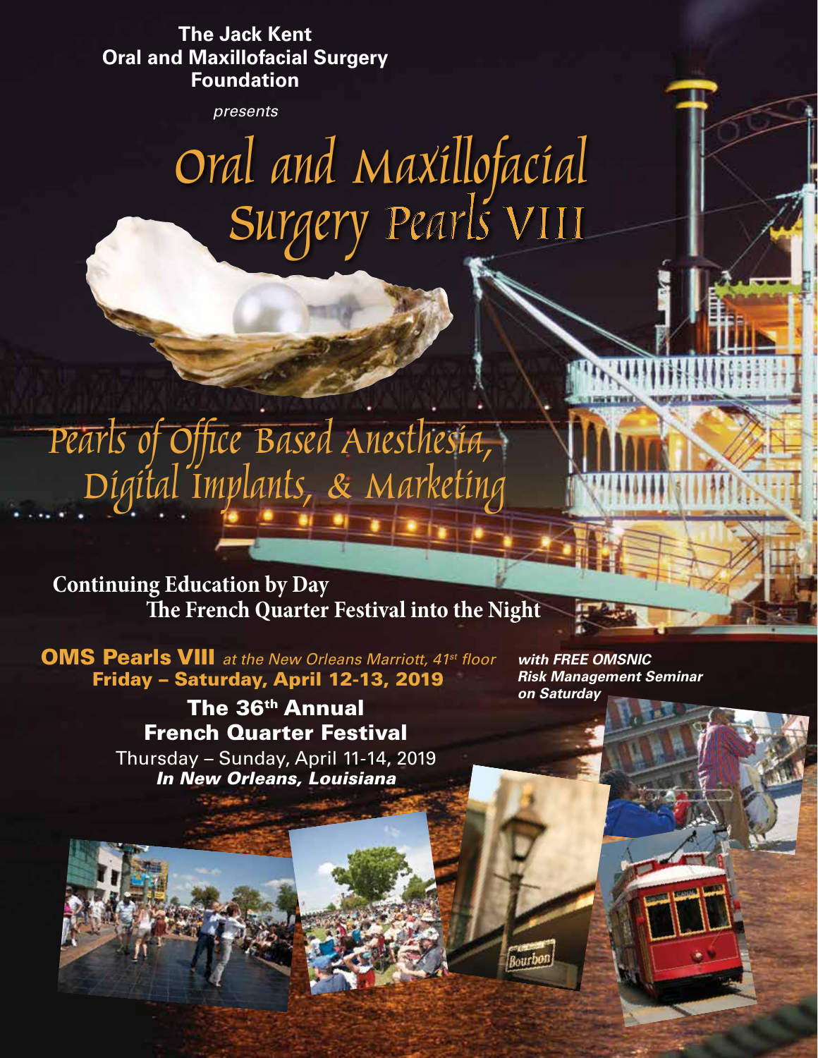**The Jack Kent Oral and Maxillofacial Surgery Foundation**

*presents*

# Oral and Maxillofacial Surgery Pearls VIII

## Pearls of Office Based Anesthesia, Digital Implants, & Marketing

**Continuing Education by Day**
**The French Quarter Festival into the Night**

**OMS Pearls VIII** *at the New Orleans Marriott, 41st floor*
**Friday – Saturday, April 12-13, 2019**

***with FREE OMSNIC Risk Management Seminar on Saturday***

**The 36th Annual French Quarter Festival**
Thursday – Sunday, April 11-14, 2019
***In New Orleans, Louisiana***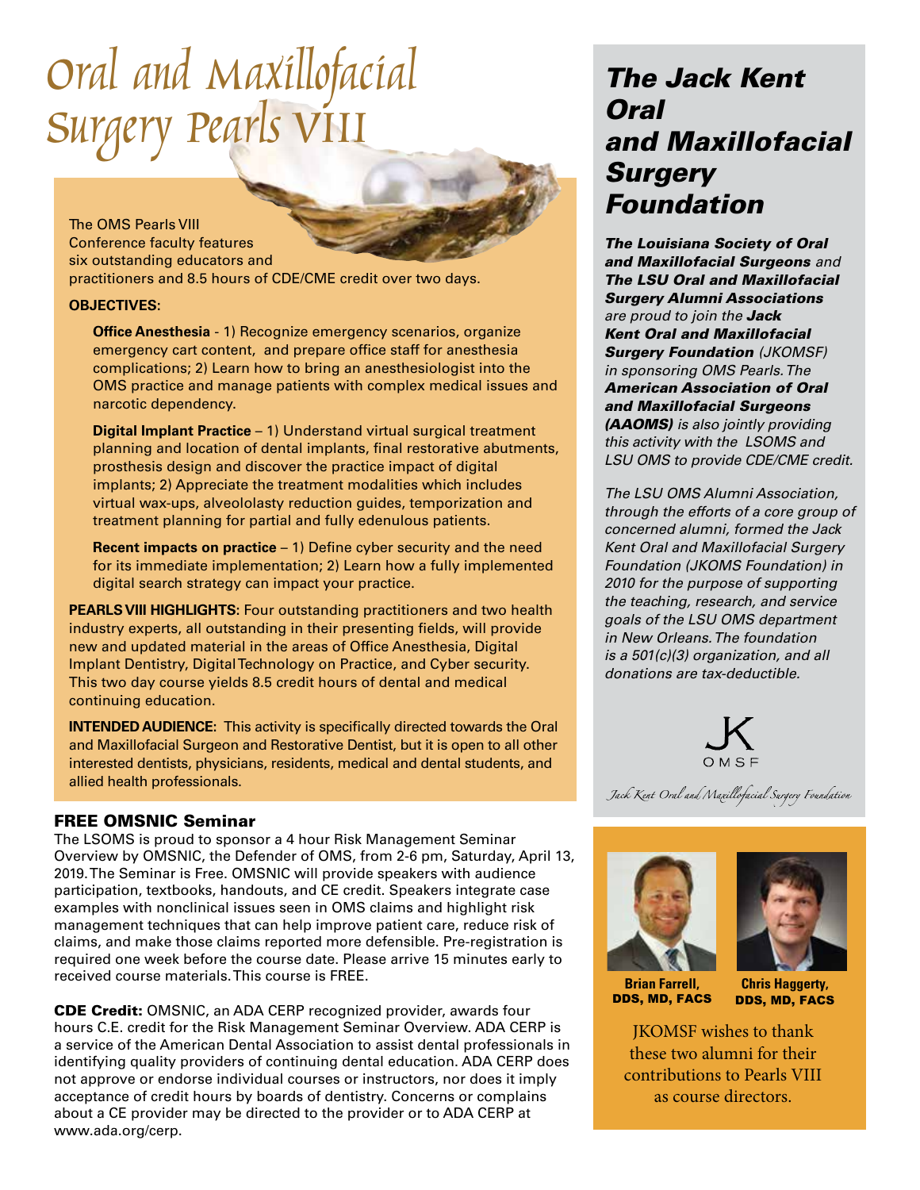# Oral and Maxillofacial Surgery Pearls VIII

The OMS Pearls VIII Conference faculty features six outstanding educators and practitioners and 8.5 hours of CDE/CME credit over two days.

**OBJECTIVES:**

**Office Anesthesia** - 1) Recognize emergency scenarios, organize emergency cart content, and prepare office staff for anesthesia complications; 2) Learn how to bring an anesthesiologist into the OMS practice and manage patients with complex medical issues and narcotic dependency.

**Digital Implant Practice** – 1) Understand virtual surgical treatment planning and location of dental implants, final restorative abutments, prosthesis design and discover the practice impact of digital implants; 2) Appreciate the treatment modalities which includes virtual wax-ups, alveololasty reduction guides, temporization and treatment planning for partial and fully edenulous patients.

**Recent impacts on practice** – 1) Define cyber security and the need for its immediate implementation; 2) Learn how a fully implemented digital search strategy can impact your practice.

**PEARLS VIII HIGHLIGHTS:** Four outstanding practitioners and two health industry experts, all outstanding in their presenting fields, will provide new and updated material in the areas of Office Anesthesia, Digital Implant Dentistry, Digital Technology on Practice, and Cyber security. This two day course yields 8.5 credit hours of dental and medical continuing education.

**INTENDED AUDIENCE:** This activity is specifically directed towards the Oral and Maxillofacial Surgeon and Restorative Dentist, but it is open to all other interested dentists, physicians, residents, medical and dental students, and allied health professionals.

## FREE OMSNIC Seminar

The LSOMS is proud to sponsor a 4 hour Risk Management Seminar Overview by OMSNIC, the Defender of OMS, from 2-6 pm, Saturday, April 13, 2019. The Seminar is Free. OMSNIC will provide speakers with audience participation, textbooks, handouts, and CE credit. Speakers integrate case examples with nonclinical issues seen in OMS claims and highlight risk management techniques that can help improve patient care, reduce risk of claims, and make those claims reported more defensible. Pre-registration is required one week before the course date. Please arrive 15 minutes early to received course materials. This course is FREE.

**CDE Credit:** OMSNIC, an ADA CERP recognized provider, awards four hours C.E. credit for the Risk Management Seminar Overview. ADA CERP is a service of the American Dental Association to assist dental professionals in identifying quality providers of continuing dental education. ADA CERP does not approve or endorse individual courses or instructors, nor does it imply acceptance of credit hours by boards of dentistry. Concerns or complains about a CE provider may be directed to the provider or to ADA CERP at www.ada.org/cerp.

## *The Jack Kent Oral and Maxillofacial Surgery Foundation*

***The Louisiana Society of Oral and Maxillofacial Surgeons*** *and* ***The LSU Oral and Maxillofacial Surgery Alumni Associations*** *are proud to join the* ***Jack Kent Oral and Maxillofacial Surgery Foundation*** *(JKOMSF) in sponsoring OMS Pearls. The* ***American Association of Oral and Maxillofacial Surgeons (AAOMS)*** *is also jointly providing this activity with the LSOMS and LSU OMS to provide CDE/CME credit.*

*The LSU OMS Alumni Association, through the efforts of a core group of concerned alumni, formed the Jack Kent Oral and Maxillofacial Surgery Foundation (JKOMS Foundation) in 2010 for the purpose of supporting the teaching, research, and service goals of the LSU OMS department in New Orleans. The foundation is a 501(c)(3) organization, and all donations are tax-deductible.*

JK OMSF

*Jack Kent Oral and Maxillofacial Surgery Foundation*

**Brian Farrell, DDS, MD, FACS**

**Chris Haggerty, DDS, MD, FACS**

JKOMSF wishes to thank these two alumni for their contributions to Pearls VIII as course directors.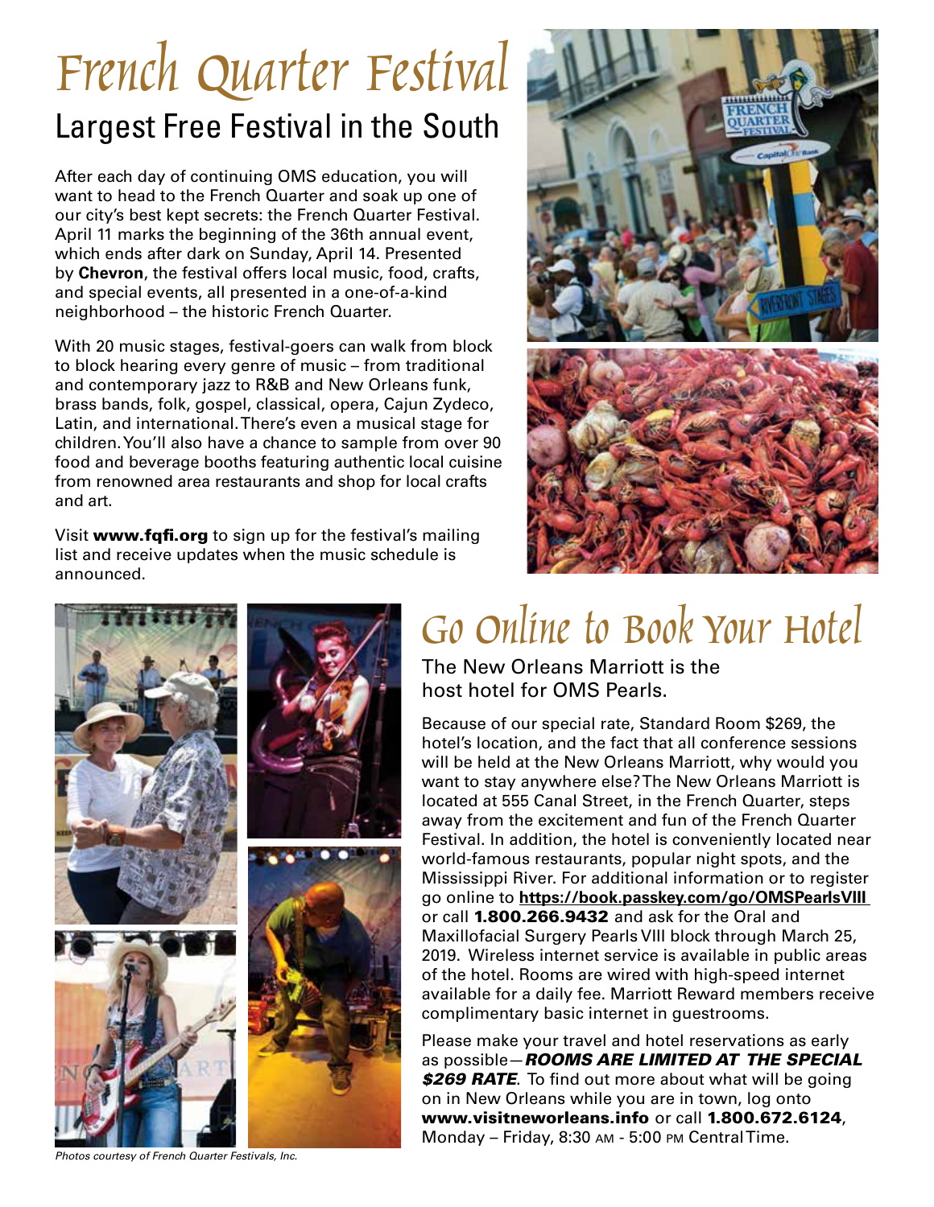# French Quarter Festival

## Largest Free Festival in the South

After each day of continuing OMS education, you will want to head to the French Quarter and soak up one of our city's best kept secrets: the French Quarter Festival. April 11 marks the beginning of the 36th annual event, which ends after dark on Sunday, April 14. Presented by **Chevron**, the festival offers local music, food, crafts, and special events, all presented in a one-of-a-kind neighborhood – the historic French Quarter.

With 20 music stages, festival-goers can walk from block to block hearing every genre of music – from traditional and contemporary jazz to R&B and New Orleans funk, brass bands, folk, gospel, classical, opera, Cajun Zydeco, Latin, and international. There's even a musical stage for children. You'll also have a chance to sample from over 90 food and beverage booths featuring authentic local cuisine from renowned area restaurants and shop for local crafts and art.

Visit **www.fqfi.org** to sign up for the festival's mailing list and receive updates when the music schedule is announced.

*Photos courtesy of French Quarter Festivals, Inc.*

# Go Online to Book Your Hotel

The New Orleans Marriott is the host hotel for OMS Pearls.

Because of our special rate, Standard Room $269, the hotel's location, and the fact that all conference sessions will be held at the New Orleans Marriott, why would you want to stay anywhere else? The New Orleans Marriott is located at 555 Canal Street, in the French Quarter, steps away from the excitement and fun of the French Quarter Festival. In addition, the hotel is conveniently located near world-famous restaurants, popular night spots, and the Mississippi River. For additional information or to register go online to **https://book.passkey.com/go/OMSPearlsVIII** or call **1.800.266.9432** and ask for the Oral and Maxillofacial Surgery Pearls VIII block through March 25, 2019. Wireless internet service is available in public areas of the hotel. Rooms are wired with high-speed internet available for a daily fee. Marriott Reward members receive complimentary basic internet in guestrooms.

Please make your travel and hotel reservations as early as possible—***ROOMS ARE LIMITED AT THE SPECIAL $269 RATE***. To find out more about what will be going on in New Orleans while you are in town, log onto **www.visitneworleans.info** or call **1.800.672.6124**, Monday – Friday, 8:30 AM - 5:00 PM Central Time.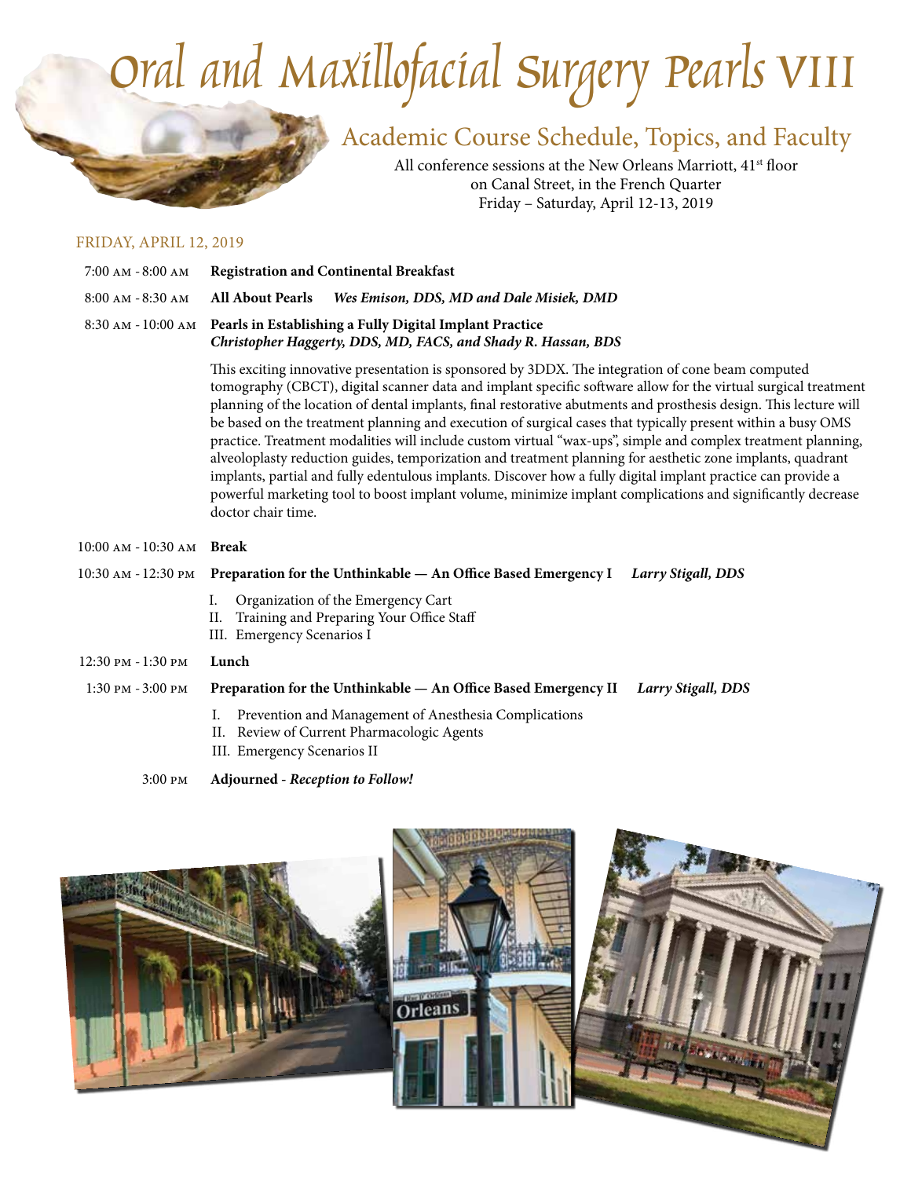# Oral and Maxillofacial Surgery Pearls VIII

## Academic Course Schedule, Topics, and Faculty

All conference sessions at the New Orleans Marriott, 41st floor
on Canal Street, in the French Quarter
Friday – Saturday, April 12-13, 2019

### FRIDAY, APRIL 12, 2019

7:00 AM - 8:00 AM **Registration and Continental Breakfast**

8:00 AM - 8:30 AM **All About Pearls** ***Wes Emison, DDS, MD and Dale Misiek, DMD***

8:30 AM - 10:00 AM **Pearls in Establishing a Fully Digital Implant Practice**
***Christopher Haggerty, DDS, MD, FACS, and Shady R. Hassan, BDS***

This exciting innovative presentation is sponsored by 3DDX. The integration of cone beam computed tomography (CBCT), digital scanner data and implant specific software allow for the virtual surgical treatment planning of the location of dental implants, final restorative abutments and prosthesis design. This lecture will be based on the treatment planning and execution of surgical cases that typically present within a busy OMS practice. Treatment modalities will include custom virtual "wax-ups", simple and complex treatment planning, alveoloplasty reduction guides, temporization and treatment planning for aesthetic zone implants, quadrant implants, partial and fully edentulous implants. Discover how a fully digital implant practice can provide a powerful marketing tool to boost implant volume, minimize implant complications and significantly decrease doctor chair time.

10:00 AM - 10:30 AM **Break**

10:30 AM - 12:30 PM **Preparation for the Unthinkable — An Office Based Emergency I** ***Larry Stigall, DDS***

I. Organization of the Emergency Cart
II. Training and Preparing Your Office Staff
III. Emergency Scenarios I

12:30 PM - 1:30 PM **Lunch**

1:30 PM - 3:00 PM **Preparation for the Unthinkable — An Office Based Emergency II** ***Larry Stigall, DDS***

I. Prevention and Management of Anesthesia Complications
II. Review of Current Pharmacologic Agents
III. Emergency Scenarios II

3:00 PM **Adjourned -** ***Reception to Follow!***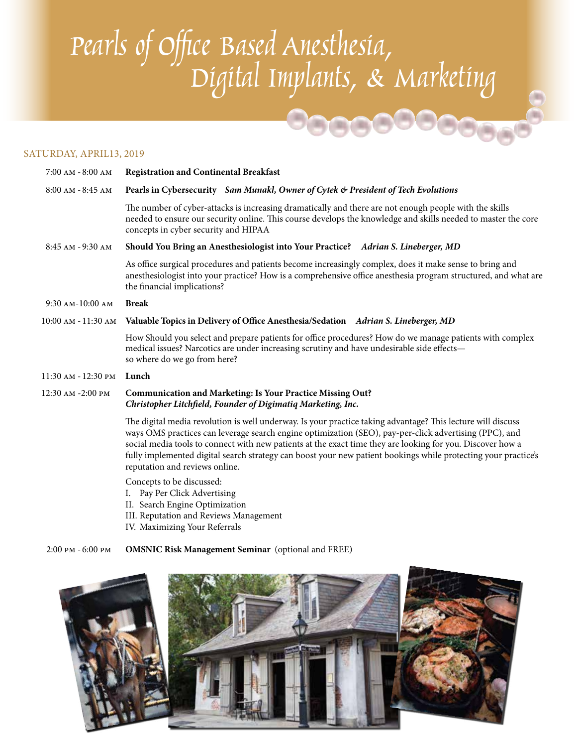# Pearls of Office Based Anesthesia, Digital Implants, & Marketing

SATURDAY, APRIL13, 2019

7:00 AM - 8:00 AM **Registration and Continental Breakfast**

8:00 AM - 8:45 AM **Pearls in Cybersecurity** ***Sam Munakl, Owner of Cytek & President of Tech Evolutions***

The number of cyber-attacks is increasing dramatically and there are not enough people with the skills needed to ensure our security online. This course develops the knowledge and skills needed to master the core concepts in cyber security and HIPAA

8:45 AM - 9:30 AM **Should You Bring an Anesthesiologist into Your Practice?** ***Adrian S. Lineberger, MD***

As office surgical procedures and patients become increasingly complex, does it make sense to bring and anesthesiologist into your practice? How is a comprehensive office anesthesia program structured, and what are the financial implications?

9:30 AM-10:00 AM **Break**

10:00 AM - 11:30 AM **Valuable Topics in Delivery of Office Anesthesia/Sedation** ***Adrian S. Lineberger, MD***

How Should you select and prepare patients for office procedures? How do we manage patients with complex medical issues? Narcotics are under increasing scrutiny and have undesirable side effects— so where do we go from here?

11:30 AM - 12:30 PM **Lunch**

12:30 AM -2:00 PM **Communication and Marketing: Is Your Practice Missing Out?**
***Christopher Litchfield, Founder of Digimatiq Marketing, Inc.***

The digital media revolution is well underway. Is your practice taking advantage? This lecture will discuss ways OMS practices can leverage search engine optimization (SEO), pay-per-click advertising (PPC), and social media tools to connect with new patients at the exact time they are looking for you. Discover how a fully implemented digital search strategy can boost your new patient bookings while protecting your practice's reputation and reviews online.

Concepts to be discussed:

I. Pay Per Click Advertising
II. Search Engine Optimization
III. Reputation and Reviews Management
IV. Maximizing Your Referrals

2:00 PM - 6:00 PM **OMSNIC Risk Management Seminar** (optional and FREE)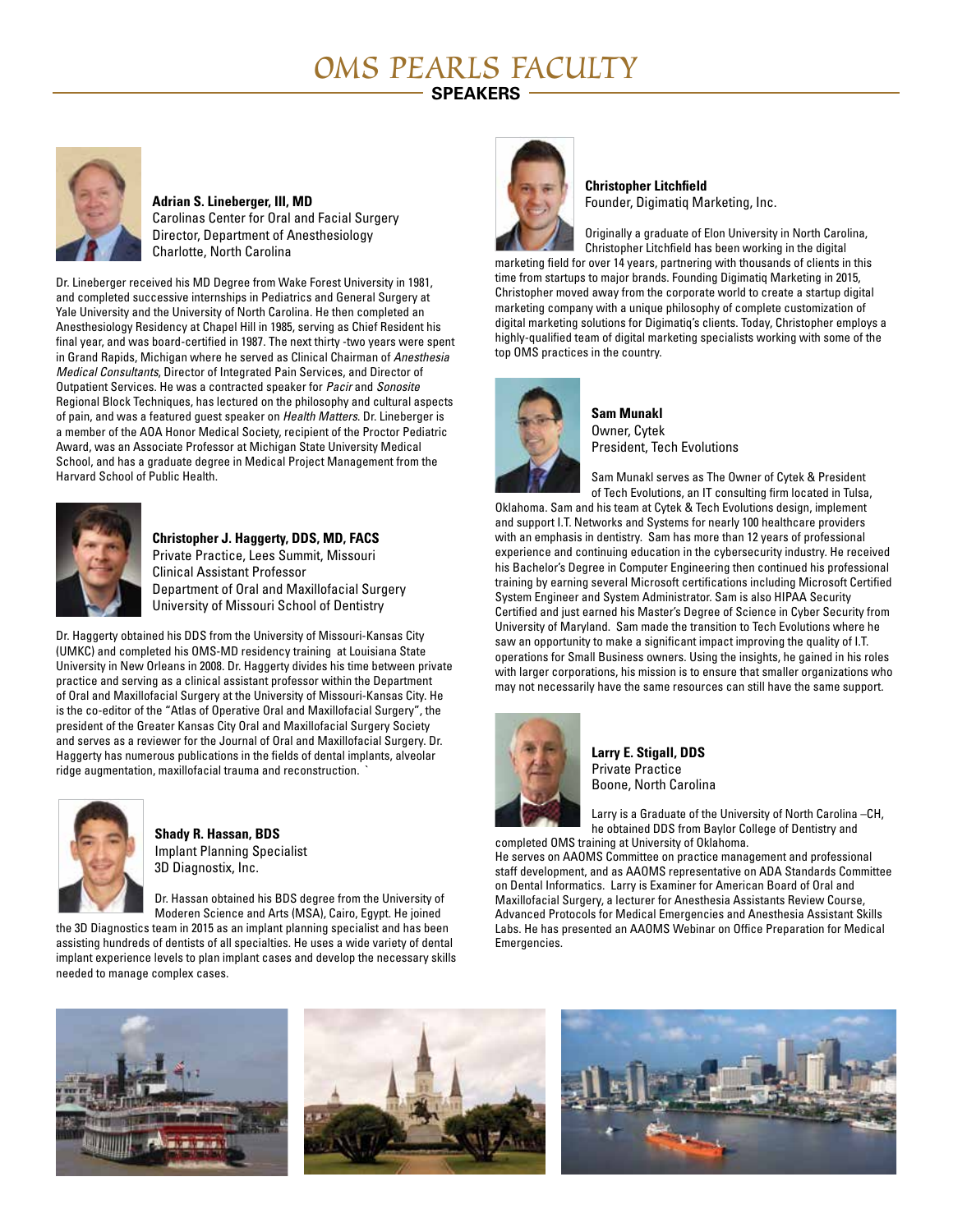# OMS PEARLS FACULTY

## SPEAKERS

**Adrian S. Lineberger, III, MD**
Carolinas Center for Oral and Facial Surgery
Director, Department of Anesthesiology
Charlotte, North Carolina

Dr. Lineberger received his MD Degree from Wake Forest University in 1981, and completed successive internships in Pediatrics and General Surgery at Yale University and the University of North Carolina. He then completed an Anesthesiology Residency at Chapel Hill in 1985, serving as Chief Resident his final year, and was board-certified in 1987. The next thirty -two years were spent in Grand Rapids, Michigan where he served as Clinical Chairman of *Anesthesia Medical Consultants*, Director of Integrated Pain Services, and Director of Outpatient Services. He was a contracted speaker for *Pacir* and *Sonosite* Regional Block Techniques, has lectured on the philosophy and cultural aspects of pain, and was a featured guest speaker on *Health Matters*. Dr. Lineberger is a member of the AOA Honor Medical Society, recipient of the Proctor Pediatric Award, was an Associate Professor at Michigan State University Medical School, and has a graduate degree in Medical Project Management from the Harvard School of Public Health.

**Christopher J. Haggerty, DDS, MD, FACS**
Private Practice, Lees Summit, Missouri
Clinical Assistant Professor
Department of Oral and Maxillofacial Surgery
University of Missouri School of Dentistry

Dr. Haggerty obtained his DDS from the University of Missouri-Kansas City (UMKC) and completed his OMS-MD residency training at Louisiana State University in New Orleans in 2008. Dr. Haggerty divides his time between private practice and serving as a clinical assistant professor within the Department of Oral and Maxillofacial Surgery at the University of Missouri-Kansas City. He is the co-editor of the "Atlas of Operative Oral and Maxillofacial Surgery", the president of the Greater Kansas City Oral and Maxillofacial Surgery Society and serves as a reviewer for the Journal of Oral and Maxillofacial Surgery. Dr. Haggerty has numerous publications in the fields of dental implants, alveolar ridge augmentation, maxillofacial trauma and reconstruction. `

**Shady R. Hassan, BDS**
Implant Planning Specialist
3D Diagnostix, Inc.

Dr. Hassan obtained his BDS degree from the University of Moderen Science and Arts (MSA), Cairo, Egypt. He joined the 3D Diagnostics team in 2015 as an implant planning specialist and has been assisting hundreds of dentists of all specialties. He uses a wide variety of dental implant experience levels to plan implant cases and develop the necessary skills needed to manage complex cases.

**Christopher Litchfield**
Founder, Digimatiq Marketing, Inc.

Originally a graduate of Elon University in North Carolina, Christopher Litchfield has been working in the digital marketing field for over 14 years, partnering with thousands of clients in this time from startups to major brands. Founding Digimatiq Marketing in 2015, Christopher moved away from the corporate world to create a startup digital marketing company with a unique philosophy of complete customization of digital marketing solutions for Digimatiq's clients. Today, Christopher employs a highly-qualified team of digital marketing specialists working with some of the top OMS practices in the country.

**Sam Munakl**
Owner, Cytek
President, Tech Evolutions

Sam Munakl serves as The Owner of Cytek & President of Tech Evolutions, an IT consulting firm located in Tulsa, Oklahoma. Sam and his team at Cytek & Tech Evolutions design, implement and support I.T. Networks and Systems for nearly 100 healthcare providers with an emphasis in dentistry. Sam has more than 12 years of professional experience and continuing education in the cybersecurity industry. He received his Bachelor's Degree in Computer Engineering then continued his professional training by earning several Microsoft certifications including Microsoft Certified System Engineer and System Administrator. Sam is also HIPAA Security Certified and just earned his Master's Degree of Science in Cyber Security from University of Maryland. Sam made the transition to Tech Evolutions where he saw an opportunity to make a significant impact improving the quality of I.T. operations for Small Business owners. Using the insights, he gained in his roles with larger corporations, his mission is to ensure that smaller organizations who may not necessarily have the same resources can still have the same support.

**Larry E. Stigall, DDS**
Private Practice
Boone, North Carolina

Larry is a Graduate of the University of North Carolina –CH, he obtained DDS from Baylor College of Dentistry and completed OMS training at University of Oklahoma.
He serves on AAOMS Committee on practice management and professional staff development, and as AAOMS representative on ADA Standards Committee on Dental Informatics. Larry is Examiner for American Board of Oral and Maxillofacial Surgery, a lecturer for Anesthesia Assistants Review Course, Advanced Protocols for Medical Emergencies and Anesthesia Assistant Skills Labs. He has presented an AAOMS Webinar on Office Preparation for Medical Emergencies.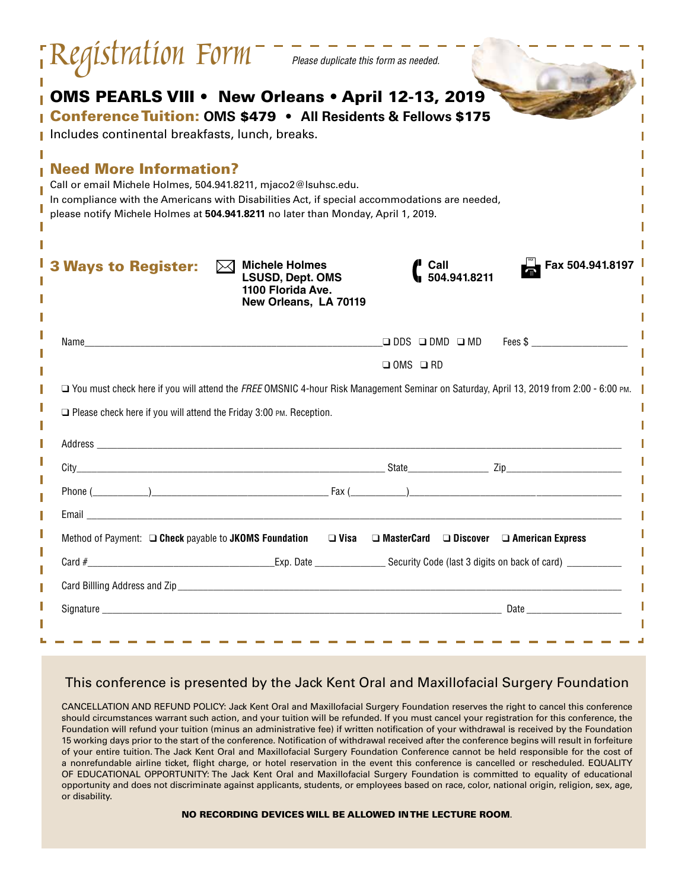# Registration Form

*Please duplicate this form as needed.*

## OMS PEARLS VIII • New Orleans • April 12-13, 2019

**Conference Tuition: OMS $479 • All Residents & Fellows $175**

Includes continental breakfasts, lunch, breaks.

## Need More Information?

Call or email Michele Holmes, 504.941.8211, mjaco2@lsuhsc.edu.

In compliance with the Americans with Disabilities Act, if special accommodations are needed, please notify Michele Holmes at **504.941.8211** no later than Monday, April 1, 2019.

## 3 Ways to Register:

- **Michele Holmes**
  **LSUSD, Dept. OMS**
  **1100 Florida Ave.**
  **New Orleans, LA 70119**
- **Call 504.941.8211**
- **Fax 504.941.8197**

Name______________________________ ❑ DDS ❑ DMD ❑ MD Fees $ __________

❑ OMS ❑ RD

❑ You must check here if you will attend the *FREE* OMSNIC 4-hour Risk Management Seminar on Saturday, April 13, 2019 from 2:00 - 6:00 PM.

❑ Please check here if you will attend the Friday 3:00 PM. Reception.

Address ______________________________

City______________________________ State__________ Zip__________

Phone (________)______________________ Fax (________)______________________

Email ______________________________

Method of Payment: ❑ **Check** payable to **JKOMS Foundation** ❑ **Visa** ❑ **MasterCard** ❑ **Discover** ❑ **American Express**

Card #______________________ Exp. Date __________ Security Code (last 3 digits on back of card) __________

Card Billling Address and Zip ______________________________

Signature ______________________________ Date __________

---

This conference is presented by the Jack Kent Oral and Maxillofacial Surgery Foundation

CANCELLATION AND REFUND POLICY: Jack Kent Oral and Maxillofacial Surgery Foundation reserves the right to cancel this conference should circumstances warrant such action, and your tuition will be refunded. If you must cancel your registration for this conference, the Foundation will refund your tuition (minus an administrative fee) if written notification of your withdrawal is received by the Foundation 15 working days prior to the start of the conference. Notification of withdrawal received after the conference begins will result in forfeiture of your entire tuition. The Jack Kent Oral and Maxillofacial Surgery Foundation Conference cannot be held responsible for the cost of a nonrefundable airline ticket, flight charge, or hotel reservation in the event this conference is cancelled or rescheduled. EQUALITY OF EDUCATIONAL OPPORTUNITY: The Jack Kent Oral and Maxillofacial Surgery Foundation is committed to equality of educational opportunity and does not discriminate against applicants, students, or employees based on race, color, national origin, religion, sex, age, or disability.

**NO RECORDING DEVICES WILL BE ALLOWED IN THE LECTURE ROOM**.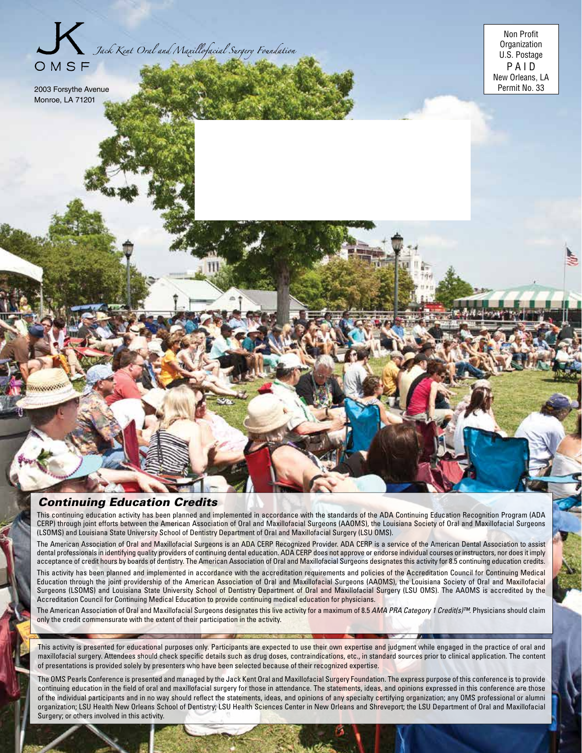Jack Kent Oral and Maxillofacial Surgery Foundation

JK OMSF

2003 Forsythe Avenue
Monroe, LA 71201

Non Profit
Organization
U.S. Postage
PAID
New Orleans, LA
Permit No. 33

## *Continuing Education Credits*

This continuing education activity has been planned and implemented in accordance with the standards of the ADA Continuing Education Recognition Program (ADA CERP) through joint efforts between the American Association of Oral and Maxillofacial Surgeons (AAOMS), the Louisiana Society of Oral and Maxillofacial Surgeons (LSOMS) and Louisiana State University School of Dentistry Department of Oral and Maxillofacial Surgery (LSU OMS).

The American Association of Oral and Maxillofacial Surgeons is an ADA CERP Recognized Provider. ADA CERP is a service of the American Dental Association to assist dental professionals in identifying quality providers of continuing dental education. ADA CERP does not approve or endorse individual courses or instructors, nor does it imply acceptance of credit hours by boards of dentistry. The American Association of Oral and Maxillofacial Surgeons designates this activity for 8.5 continuing education credits.

This activity has been planned and implemented in accordance with the accreditation requirements and policies of the Accreditation Council for Continuing Medical Education through the joint providership of the American Association of Oral and Maxillofacial Surgeons (AAOMS), the Louisiana Society of Oral and Maxillofacial Surgeons (LSOMS) and Louisiana State University School of Dentistry Department of Oral and Maxillofacial Surgery (LSU OMS). The AAOMS is accredited by the Accreditation Council for Continuing Medical Education to provide continuing medical education for physicians.

The American Association of Oral and Maxillofacial Surgeons designates this live activity for a maximum of 8.5 *AMA PRA Category 1 Credit(s)™*. Physicians should claim only the credit commensurate with the extent of their participation in the activity.

This activity is presented for educational purposes only. Participants are expected to use their own expertise and judgment while engaged in the practice of oral and maxillofacial surgery. Attendees should check specific details such as drug doses, contraindications, etc., in standard sources prior to clinical application. The content of presentations is provided solely by presenters who have been selected because of their recognized expertise.

The OMS Pearls Conference is presented and managed by the Jack Kent Oral and Maxillofacial Surgery Foundation. The express purpose of this conference is to provide continuing education in the field of oral and maxillofacial surgery for those in attendance. The statements, ideas, and opinions expressed in this conference are those of the individual participants and in no way should reflect the statements, ideas, and opinions of any specialty certifying organization; any OMS professional or alumni organization; LSU Health New Orleans School of Dentistry; LSU Health Sciences Center in New Orleans and Shreveport; the LSU Department of Oral and Maxillofacial Surgery; or others involved in this activity.